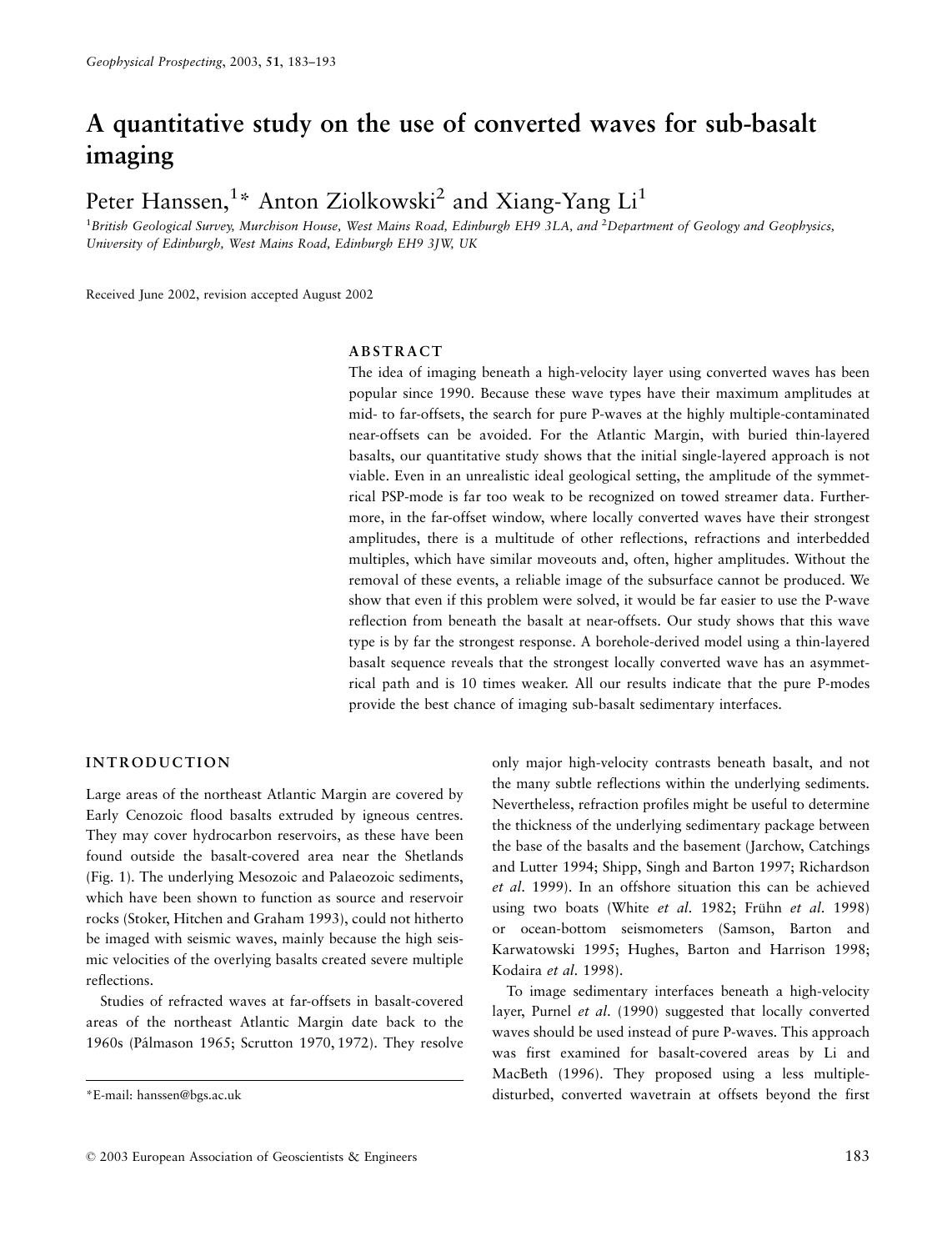# A quantitative study on the use of converted waves for sub-basalt imaging

Peter Hanssen,[1*] Anton Ziolkowski[2] and Xiang-Yang Li[1]

[1]*British Geological Survey, Murchison House, West Mains Road, Edinburgh EH9 3LA, and* [2]*Department of Geology and Geophysics, University of Edinburgh, West Mains Road, Edinburgh EH9 3JW, UK*

Received June 2002, revision accepted August 2002

## ABSTRACT

The idea of imaging beneath a high-velocity layer using converted waves has been popular since 1990. Because these wave types have their maximum amplitudes at mid- to far-offsets, the search for pure P-waves at the highly multiple-contaminated near-offsets can be avoided. For the Atlantic Margin, with buried thin-layered basalts, our quantitative study shows that the initial single-layered approach is not viable. Even in an unrealistic ideal geological setting, the amplitude of the symmetrical PSP-mode is far too weak to be recognized on towed streamer data. Furthermore, in the far-offset window, where locally converted waves have their strongest amplitudes, there is a multitude of other reflections, refractions and interbedded multiples, which have similar moveouts and, often, higher amplitudes. Without the removal of these events, a reliable image of the subsurface cannot be produced. We show that even if this problem were solved, it would be far easier to use the P-wave reflection from beneath the basalt at near-offsets. Our study shows that this wave type is by far the strongest response. A borehole-derived model using a thin-layered basalt sequence reveals that the strongest locally converted wave has an asymmetrical path and is 10 times weaker. All our results indicate that the pure P-modes provide the best chance of imaging sub-basalt sedimentary interfaces.

## INTRODUCTION

Large areas of the northeast Atlantic Margin are covered by Early Cenozoic flood basalts extruded by igneous centres. They may cover hydrocarbon reservoirs, as these have been found outside the basalt-covered area near the Shetlands (Fig. 1). The underlying Mesozoic and Palaeozoic sediments, which have been shown to function as source and reservoir rocks (Stoker, Hitchen and Graham 1993), could not hitherto be imaged with seismic waves, mainly because the high seismic velocities of the overlying basalts created severe multiple reflections.

Studies of refracted waves at far-offsets in basalt-covered areas of the northeast Atlantic Margin date back to the 1960s (Pálmason 1965; Scrutton 1970, 1972). They resolve only major high-velocity contrasts beneath basalt, and not the many subtle reflections within the underlying sediments. Nevertheless, refraction profiles might be useful to determine the thickness of the underlying sedimentary package between the base of the basalts and the basement (Jarchow, Catchings and Lutter 1994; Shipp, Singh and Barton 1997; Richardson *et al.* 1999). In an offshore situation this can be achieved using two boats (White *et al.* 1982; Frühn *et al.* 1998) or ocean-bottom seismometers (Samson, Barton and Karwatowski 1995; Hughes, Barton and Harrison 1998; Kodaira *et al.* 1998).

To image sedimentary interfaces beneath a high-velocity layer, Purnel *et al.* (1990) suggested that locally converted waves should be used instead of pure P-waves. This approach was first examined for basalt-covered areas by Li and MacBeth (1996). They proposed using a less multiple-disturbed, converted wavetrain at offsets beyond the first

*E-mail: hanssen@bgs.ac.uk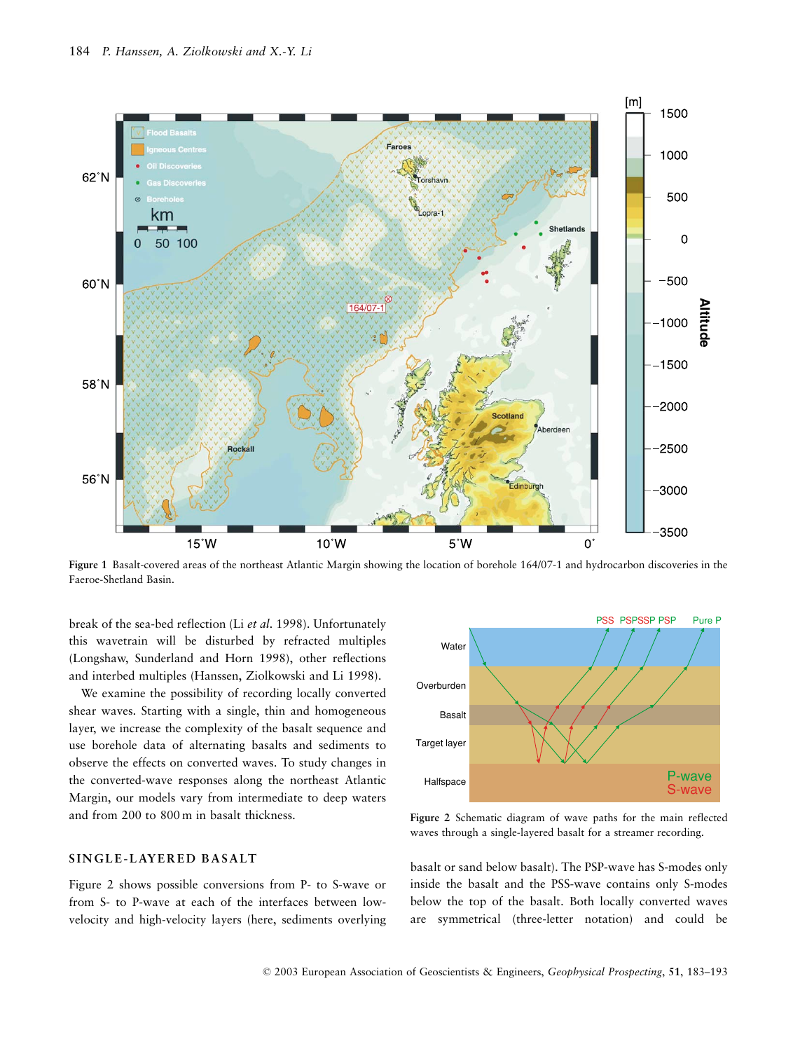**Figure 1** Basalt-covered areas of the northeast Atlantic Margin showing the location of borehole 164/07-1 and hydrocarbon discoveries in the Faeroe-Shetland Basin.

break of the sea-bed reflection (Li *et al*. 1998). Unfortunately this wavetrain will be disturbed by refracted multiples (Longshaw, Sunderland and Horn 1998), other reflections and interbed multiples (Hanssen, Ziolkowski and Li 1998).

We examine the possibility of recording locally converted shear waves. Starting with a single, thin and homogeneous layer, we increase the complexity of the basalt sequence and use borehole data of alternating basalts and sediments to observe the effects on converted waves. To study changes in the converted-wave responses along the northeast Atlantic Margin, our models vary from intermediate to deep waters and from 200 to 800 m in basalt thickness.

## SINGLE-LAYERED BASALT

Figure 2 shows possible conversions from P- to S-wave or from S- to P-wave at each of the interfaces between low-velocity and high-velocity layers (here, sediments overlying basalt or sand below basalt). The PSP-wave has S-modes only inside the basalt and the PSS-wave contains only S-modes below the top of the basalt. Both locally converted waves are symmetrical (three-letter notation) and could be

**Figure 2** Schematic diagram of wave paths for the main reflected waves through a single-layered basalt for a streamer recording.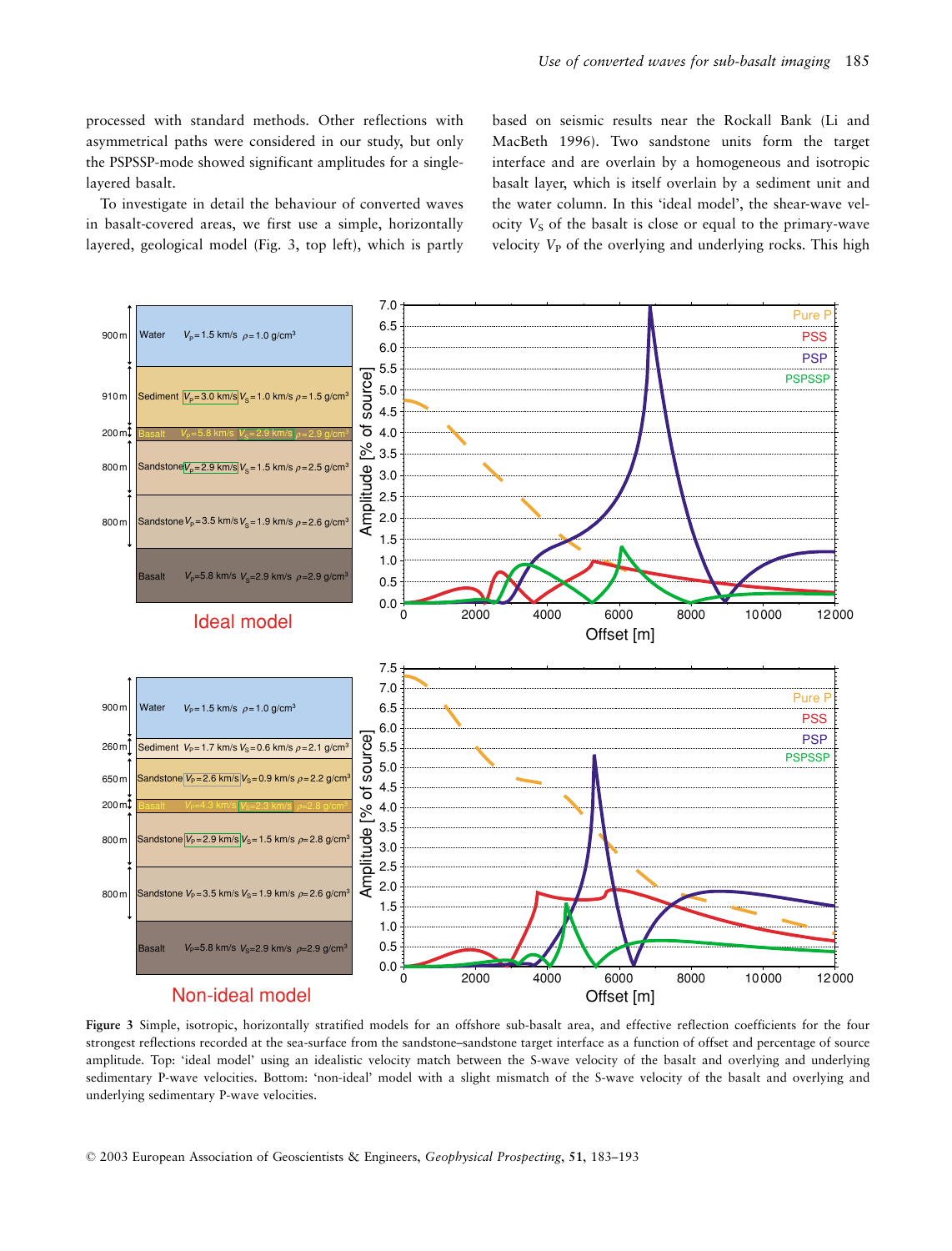processed with standard methods. Other reflections with asymmetrical paths were considered in our study, but only the PSPSSP-mode showed significant amplitudes for a single-layered basalt.

To investigate in detail the behaviour of converted waves in basalt-covered areas, we first use a simple, horizontally layered, geological model (Fig. 3, top left), which is partly based on seismic results near the Rockall Bank (Li and MacBeth 1996). Two sandstone units form the target interface and are overlain by a homogeneous and isotropic basalt layer, which is itself overlain by a sediment unit and the water column. In this 'ideal model', the shear-wave velocity $V_S$ of the basalt is close or equal to the primary-wave velocity $V_P$ of the overlying and underlying rocks. This high

**Figure 3** Simple, isotropic, horizontally stratified models for an offshore sub-basalt area, and effective reflection coefficients for the four strongest reflections recorded at the sea-surface from the sandstone–sandstone target interface as a function of offset and percentage of source amplitude. Top: 'ideal model' using an idealistic velocity match between the S-wave velocity of the basalt and overlying and underlying sedimentary P-wave velocities. Bottom: 'non-ideal' model with a slight mismatch of the S-wave velocity of the basalt and overlying and underlying sedimentary P-wave velocities.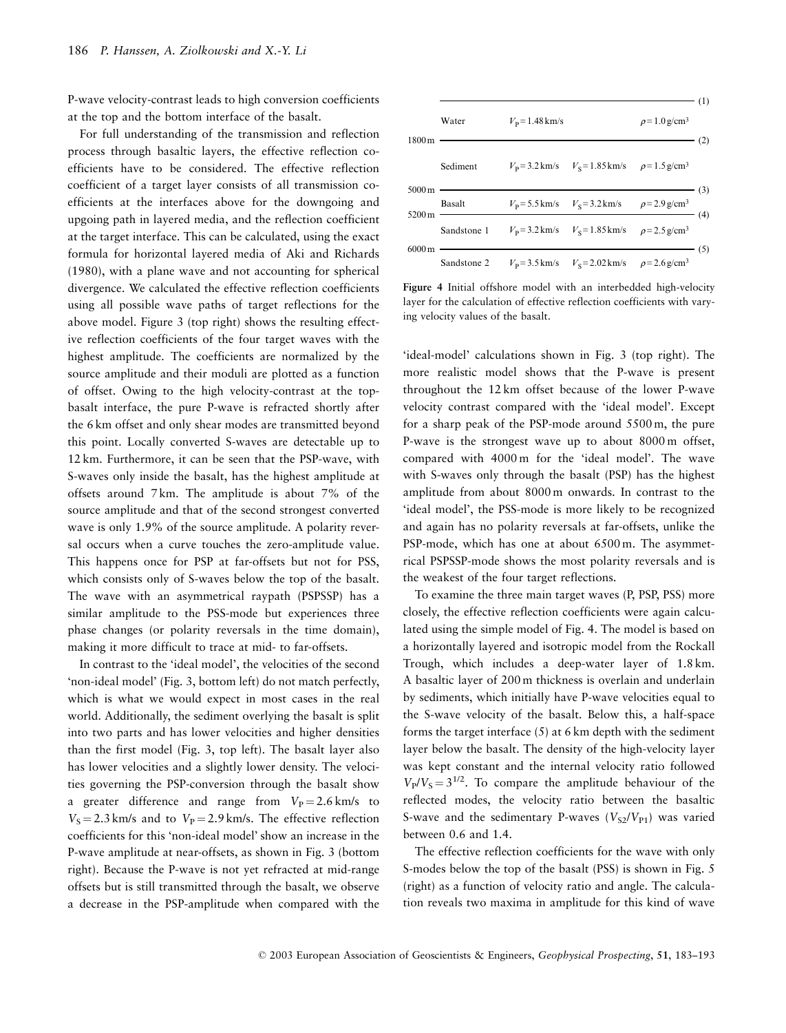P-wave velocity-contrast leads to high conversion coefficients at the top and the bottom interface of the basalt.

For full understanding of the transmission and reflection process through basaltic layers, the effective reflection coefficients have to be considered. The effective reflection coefficient of a target layer consists of all transmission coefficients at the interfaces above for the downgoing and upgoing path in layered media, and the reflection coefficient at the target interface. This can be calculated, using the exact formula for horizontal layered media of Aki and Richards (1980), with a plane wave and not accounting for spherical divergence. We calculated the effective reflection coefficients using all possible wave paths of target reflections for the above model. Figure 3 (top right) shows the resulting effective reflection coefficients of the four target waves with the highest amplitude. The coefficients are normalized by the source amplitude and their moduli are plotted as a function of offset. Owing to the high velocity-contrast at the top-basalt interface, the pure P-wave is refracted shortly after the 6 km offset and only shear modes are transmitted beyond this point. Locally converted S-waves are detectable up to 12 km. Furthermore, it can be seen that the PSP-wave, with S-waves only inside the basalt, has the highest amplitude at offsets around 7 km. The amplitude is about 7% of the source amplitude and that of the second strongest converted wave is only 1.9% of the source amplitude. A polarity reversal occurs when a curve touches the zero-amplitude value. This happens once for PSP at far-offsets but not for PSS, which consists only of S-waves below the top of the basalt. The wave with an asymmetrical raypath (PSPSSP) has a similar amplitude to the PSS-mode but experiences three phase changes (or polarity reversals in the time domain), making it more difficult to trace at mid- to far-offsets.

In contrast to the 'ideal model', the velocities of the second 'non-ideal model' (Fig. 3, bottom left) do not match perfectly, which is what we would expect in most cases in the real world. Additionally, the sediment overlying the basalt is split into two parts and has lower velocities and higher densities than the first model (Fig. 3, top left). The basalt layer also has lower velocities and a slightly lower density. The velocities governing the PSP-conversion through the basalt show a greater difference and range from $V_P = 2.6$ km/s to $V_S = 2.3$ km/s and to $V_P = 2.9$ km/s. The effective reflection coefficients for this 'non-ideal model' show an increase in the P-wave amplitude at near-offsets, as shown in Fig. 3 (bottom right). Because the P-wave is not yet refracted at mid-range offsets but is still transmitted through the basalt, we observe a decrease in the PSP-amplitude when compared with the

| Depth | Layer | $V_P$ | $V_S$ | $\rho$ | Interface |
|---|---|---|---|---|---|
| | | | | | (1) |
| | Water | $V_P = 1.48$ km/s | | $\rho = 1.0$ g/cm$^3$ | |
| 1800 m | | | | | (2) |
| | Sediment | $V_P = 3.2$ km/s | $V_S = 1.85$ km/s | $\rho = 1.5$ g/cm$^3$ | |
| 5000 m | | | | | (3) |
| | Basalt | $V_P = 5.5$ km/s | $V_S = 3.2$ km/s | $\rho = 2.9$ g/cm$^3$ | |
| 5200 m | | | | | (4) |
| | Sandstone 1 | $V_P = 3.2$ km/s | $V_S = 1.85$ km/s | $\rho = 2.5$ g/cm$^3$ | |
| 6000 m | | | | | (5) |
| | Sandstone 2 | $V_P = 3.5$ km/s | $V_S = 2.02$ km/s | $\rho = 2.6$ g/cm$^3$ | |

**Figure 4** Initial offshore model with an interbedded high-velocity layer for the calculation of effective reflection coefficients with varying velocity values of the basalt.

'ideal-model' calculations shown in Fig. 3 (top right). The more realistic model shows that the P-wave is present throughout the 12 km offset because of the lower P-wave velocity contrast compared with the 'ideal model'. Except for a sharp peak of the PSP-mode around 5500 m, the pure P-wave is the strongest wave up to about 8000 m offset, compared with 4000 m for the 'ideal model'. The wave with S-waves only through the basalt (PSP) has the highest amplitude from about 8000 m onwards. In contrast to the 'ideal model', the PSS-mode is more likely to be recognized and again has no polarity reversals at far-offsets, unlike the PSP-mode, which has one at about 6500 m. The asymmetrical PSPSSP-mode shows the most polarity reversals and is the weakest of the four target reflections.

To examine the three main target waves (P, PSP, PSS) more closely, the effective reflection coefficients were again calculated using the simple model of Fig. 4. The model is based on a horizontally layered and isotropic model from the Rockall Trough, which includes a deep-water layer of 1.8 km. A basaltic layer of 200 m thickness is overlain and underlain by sediments, which initially have P-wave velocities equal to the S-wave velocity of the basalt. Below this, a half-space forms the target interface (5) at 6 km depth with the sediment layer below the basalt. The density of the high-velocity layer was kept constant and the internal velocity ratio followed $V_P/V_S = 3^{1/2}$. To compare the amplitude behaviour of the reflected modes, the velocity ratio between the basaltic S-wave and the sedimentary P-waves ($V_{S2}/V_{P1}$) was varied between 0.6 and 1.4.

The effective reflection coefficients for the wave with only S-modes below the top of the basalt (PSS) is shown in Fig. 5 (right) as a function of velocity ratio and angle. The calculation reveals two maxima in amplitude for this kind of wave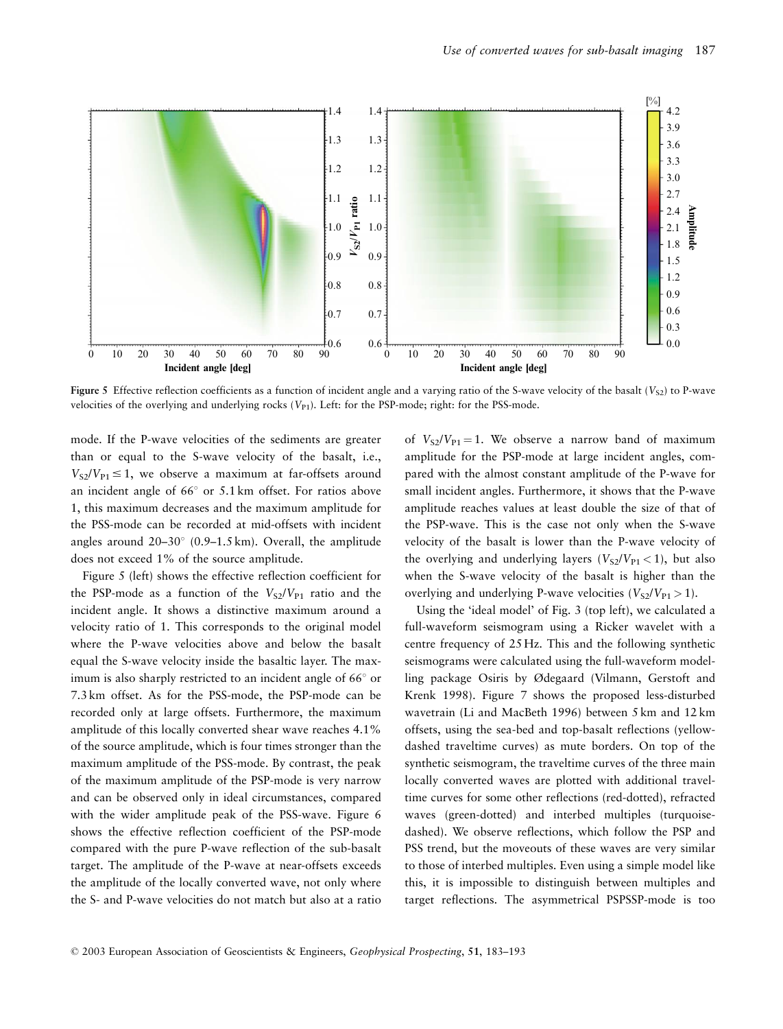**Figure 5** Effective reflection coefficients as a function of incident angle and a varying ratio of the S-wave velocity of the basalt ($V_{S2}$) to P-wave velocities of the overlying and underlying rocks ($V_{P1}$). Left: for the PSP-mode; right: for the PSS-mode.

mode. If the P-wave velocities of the sediments are greater than or equal to the S-wave velocity of the basalt, i.e., $V_{S2}/V_{P1} \leq 1$, we observe a maximum at far-offsets around an incident angle of 66° or 5.1 km offset. For ratios above 1, this maximum decreases and the maximum amplitude for the PSS-mode can be recorded at mid-offsets with incident angles around 20–30° (0.9–1.5 km). Overall, the amplitude does not exceed 1% of the source amplitude.

Figure 5 (left) shows the effective reflection coefficient for the PSP-mode as a function of the $V_{S2}/V_{P1}$ ratio and the incident angle. It shows a distinctive maximum around a velocity ratio of 1. This corresponds to the original model where the P-wave velocities above and below the basalt equal the S-wave velocity inside the basaltic layer. The maximum is also sharply restricted to an incident angle of 66° or 7.3 km offset. As for the PSS-mode, the PSP-mode can be recorded only at large offsets. Furthermore, the maximum amplitude of this locally converted shear wave reaches 4.1% of the source amplitude, which is four times stronger than the maximum amplitude of the PSS-mode. By contrast, the peak of the maximum amplitude of the PSP-mode is very narrow and can be observed only in ideal circumstances, compared with the wider amplitude peak of the PSS-wave. Figure 6 shows the effective reflection coefficient of the PSP-mode compared with the pure P-wave reflection of the sub-basalt target. The amplitude of the P-wave at near-offsets exceeds the amplitude of the locally converted wave, not only where the S- and P-wave velocities do not match but also at a ratio of $V_{S2}/V_{P1} = 1$. We observe a narrow band of maximum amplitude for the PSP-mode at large incident angles, compared with the almost constant amplitude of the P-wave for small incident angles. Furthermore, it shows that the P-wave amplitude reaches values at least double the size of that of the PSP-wave. This is the case not only when the S-wave velocity of the basalt is lower than the P-wave velocity of the overlying and underlying layers ($V_{S2}/V_{P1} < 1$), but also when the S-wave velocity of the basalt is higher than the overlying and underlying P-wave velocities ($V_{S2}/V_{P1} > 1$).

Using the 'ideal model' of Fig. 3 (top left), we calculated a full-waveform seismogram using a Ricker wavelet with a centre frequency of 25 Hz. This and the following synthetic seismograms were calculated using the full-waveform modelling package Osiris by Ødegaard (Vilmann, Gerstoft and Krenk 1998). Figure 7 shows the proposed less-disturbed wavetrain (Li and MacBeth 1996) between 5 km and 12 km offsets, using the sea-bed and top-basalt reflections (yellow-dashed traveltime curves) as mute borders. On top of the synthetic seismogram, the traveltime curves of the three main locally converted waves are plotted with additional traveltime curves for some other reflections (red-dotted), refracted waves (green-dotted) and interbed multiples (turquoise-dashed). We observe reflections, which follow the PSP and PSS trend, but the moveouts of these waves are very similar to those of interbed multiples. Even using a simple model like this, it is impossible to distinguish between multiples and target reflections. The asymmetrical PSPSSP-mode is too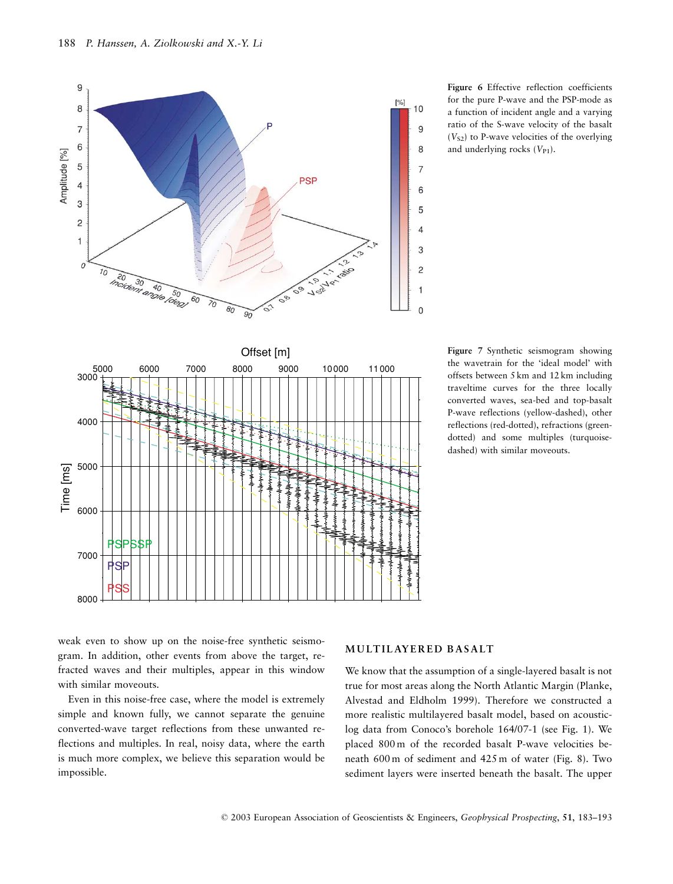**Figure 6** Effective reflection coefficients for the pure P-wave and the PSP-mode as a function of incident angle and a varying ratio of the S-wave velocity of the basalt ($V_{S2}$) to P-wave velocities of the overlying and underlying rocks ($V_{P1}$).

**Figure 7** Synthetic seismogram showing the wavetrain for the 'ideal model' with offsets between 5 km and 12 km including traveltime curves for the three locally converted waves, sea-bed and top-basalt P-wave reflections (yellow-dashed), other reflections (red-dotted), refractions (green-dotted) and some multiples (turquoise-dashed) with similar moveouts.

weak even to show up on the noise-free synthetic seismogram. In addition, other events from above the target, refracted waves and their multiples, appear in this window with similar moveouts.

Even in this noise-free case, where the model is extremely simple and known fully, we cannot separate the genuine converted-wave target reflections from these unwanted reflections and multiples. In real, noisy data, where the earth is much more complex, we believe this separation would be impossible.

## MULTILAYERED BASALT

We know that the assumption of a single-layered basalt is not true for most areas along the North Atlantic Margin (Planke, Alvestad and Eldholm 1999). Therefore we constructed a more realistic multilayered basalt model, based on acoustic-log data from Conoco's borehole 164/07-1 (see Fig. 1). We placed 800 m of the recorded basalt P-wave velocities beneath 600 m of sediment and 425 m of water (Fig. 8). Two sediment layers were inserted beneath the basalt. The upper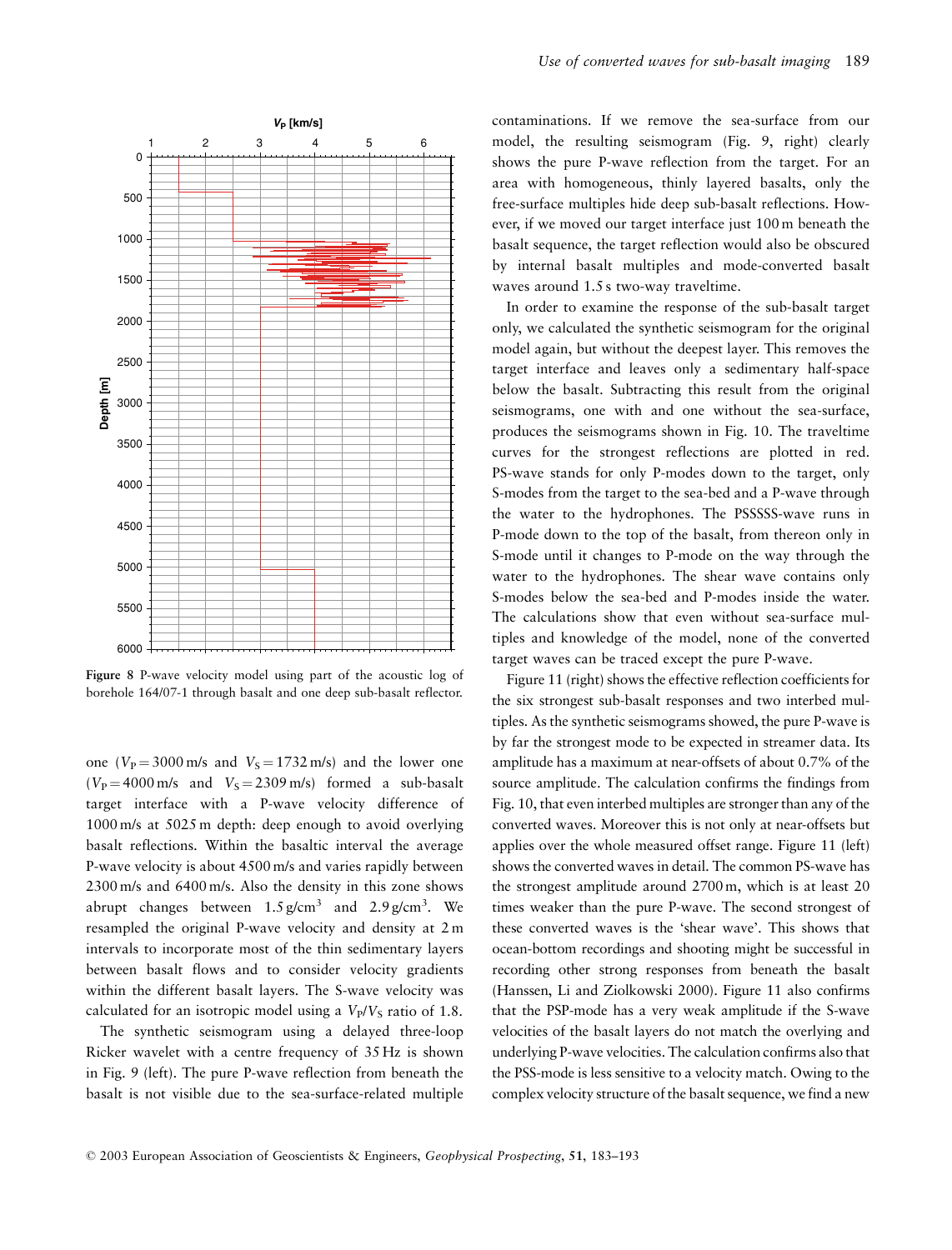Figure 8 P-wave velocity model using part of the acoustic log of borehole 164/07-1 through basalt and one deep sub-basalt reflector.

one ($V_P = 3000$ m/s and $V_S = 1732$ m/s) and the lower one ($V_P = 4000$ m/s and $V_S = 2309$ m/s) formed a sub-basalt target interface with a P-wave velocity difference of 1000 m/s at 5025 m depth: deep enough to avoid overlying basalt reflections. Within the basaltic interval the average P-wave velocity is about 4500 m/s and varies rapidly between 2300 m/s and 6400 m/s. Also the density in this zone shows abrupt changes between 1.5 g/cm$^3$ and 2.9 g/cm$^3$. We resampled the original P-wave velocity and density at 2 m intervals to incorporate most of the thin sedimentary layers between basalt flows and to consider velocity gradients within the different basalt layers. The S-wave velocity was calculated for an isotropic model using a $V_P/V_S$ ratio of 1.8.

The synthetic seismogram using a delayed three-loop Ricker wavelet with a centre frequency of 35 Hz is shown in Fig. 9 (left). The pure P-wave reflection from beneath the basalt is not visible due to the sea-surface-related multiple contaminations. If we remove the sea-surface from our model, the resulting seismogram (Fig. 9, right) clearly shows the pure P-wave reflection from the target. For an area with homogeneous, thinly layered basalts, only the free-surface multiples hide deep sub-basalt reflections. However, if we moved our target interface just 100 m beneath the basalt sequence, the target reflection would also be obscured by internal basalt multiples and mode-converted basalt waves around 1.5 s two-way traveltime.

In order to examine the response of the sub-basalt target only, we calculated the synthetic seismogram for the original model again, but without the deepest layer. This removes the target interface and leaves only a sedimentary half-space below the basalt. Subtracting this result from the original seismograms, one with and one without the sea-surface, produces the seismograms shown in Fig. 10. The traveltime curves for the strongest reflections are plotted in red. PS-wave stands for only P-modes down to the target, only S-modes from the target to the sea-bed and a P-wave through the water to the hydrophones. The PSSSSS-wave runs in P-mode down to the top of the basalt, from thereon only in S-mode until it changes to P-mode on the way through the water to the hydrophones. The shear wave contains only S-modes below the sea-bed and P-modes inside the water. The calculations show that even without sea-surface multiples and knowledge of the model, none of the converted target waves can be traced except the pure P-wave.

Figure 11 (right) shows the effective reflection coefficients for the six strongest sub-basalt responses and two interbed multiples. As the synthetic seismograms showed, the pure P-wave is by far the strongest mode to be expected in streamer data. Its amplitude has a maximum at near-offsets of about 0.7% of the source amplitude. The calculation confirms the findings from Fig. 10, that even interbed multiples are stronger than any of the converted waves. Moreover this is not only at near-offsets but applies over the whole measured offset range. Figure 11 (left) shows the converted waves in detail. The common PS-wave has the strongest amplitude around 2700 m, which is at least 20 times weaker than the pure P-wave. The second strongest of these converted waves is the 'shear wave'. This shows that ocean-bottom recordings and shooting might be successful in recording other strong responses from beneath the basalt (Hanssen, Li and Ziolkowski 2000). Figure 11 also confirms that the PSP-mode has a very weak amplitude if the S-wave velocities of the basalt layers do not match the overlying and underlying P-wave velocities. The calculation confirms also that the PSS-mode is less sensitive to a velocity match. Owing to the complex velocity structure of the basalt sequence, we find a new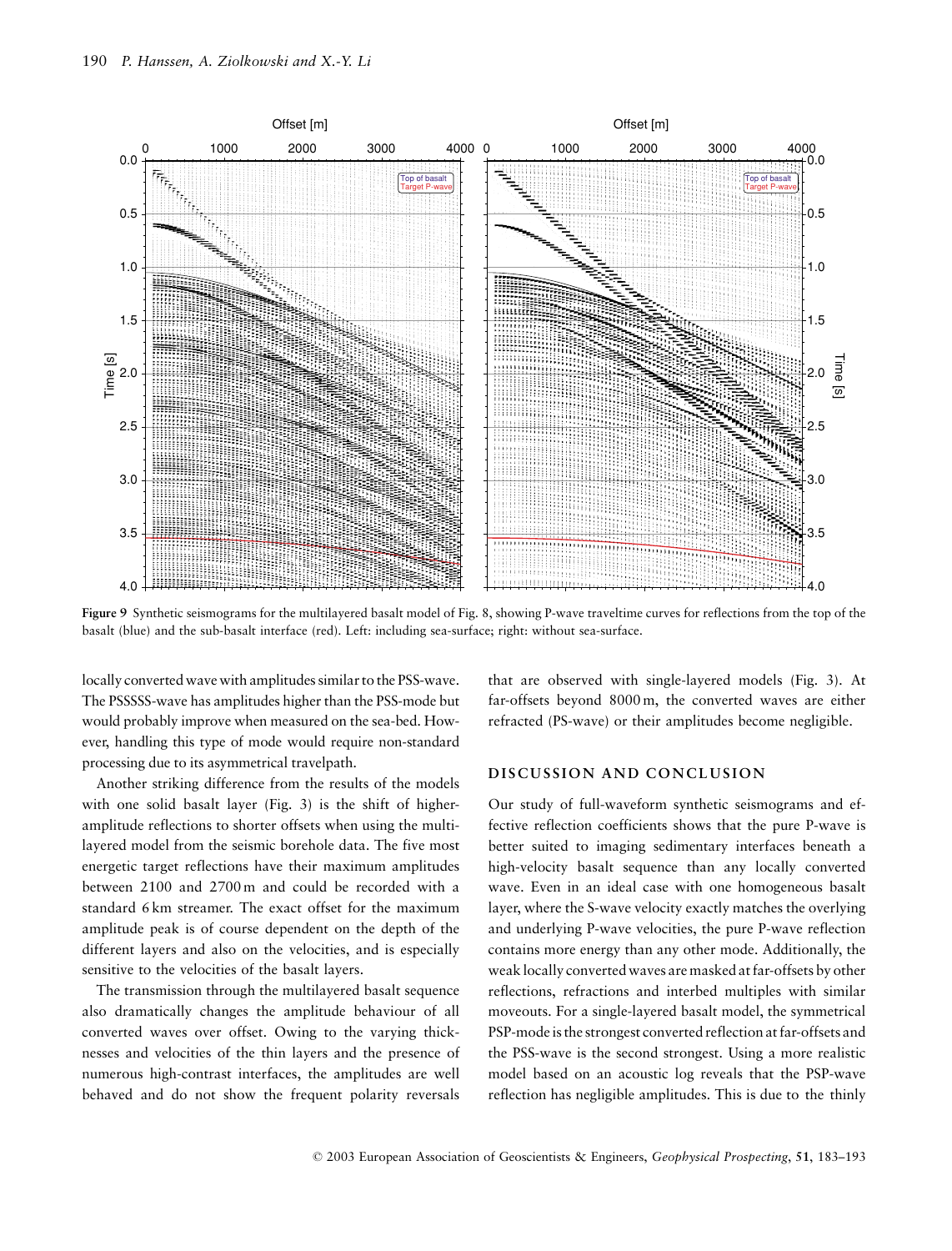**Figure 9** Synthetic seismograms for the multilayered basalt model of Fig. 8, showing P-wave traveltime curves for reflections from the top of the basalt (blue) and the sub-basalt interface (red). Left: including sea-surface; right: without sea-surface.

locally converted wave with amplitudes similar to the PSS-wave. The PSSSSS-wave has amplitudes higher than the PSS-mode but would probably improve when measured on the sea-bed. However, handling this type of mode would require non-standard processing due to its asymmetrical travelpath.

Another striking difference from the results of the models with one solid basalt layer (Fig. 3) is the shift of higher-amplitude reflections to shorter offsets when using the multilayered model from the seismic borehole data. The five most energetic target reflections have their maximum amplitudes between 2100 and 2700 m and could be recorded with a standard 6 km streamer. The exact offset for the maximum amplitude peak is of course dependent on the depth of the different layers and also on the velocities, and is especially sensitive to the velocities of the basalt layers.

The transmission through the multilayered basalt sequence also dramatically changes the amplitude behaviour of all converted waves over offset. Owing to the varying thicknesses and velocities of the thin layers and the presence of numerous high-contrast interfaces, the amplitudes are well behaved and do not show the frequent polarity reversals that are observed with single-layered models (Fig. 3). At far-offsets beyond 8000 m, the converted waves are either refracted (PS-wave) or their amplitudes become negligible.

## DISCUSSION AND CONCLUSION

Our study of full-waveform synthetic seismograms and effective reflection coefficients shows that the pure P-wave is better suited to imaging sedimentary interfaces beneath a high-velocity basalt sequence than any locally converted wave. Even in an ideal case with one homogeneous basalt layer, where the S-wave velocity exactly matches the overlying and underlying P-wave velocities, the pure P-wave reflection contains more energy than any other mode. Additionally, the weak locally converted waves are masked at far-offsets by other reflections, refractions and interbed multiples with similar moveouts. For a single-layered basalt model, the symmetrical PSP-mode is the strongest converted reflection at far-offsets and the PSS-wave is the second strongest. Using a more realistic model based on an acoustic log reveals that the PSP-wave reflection has negligible amplitudes. This is due to the thinly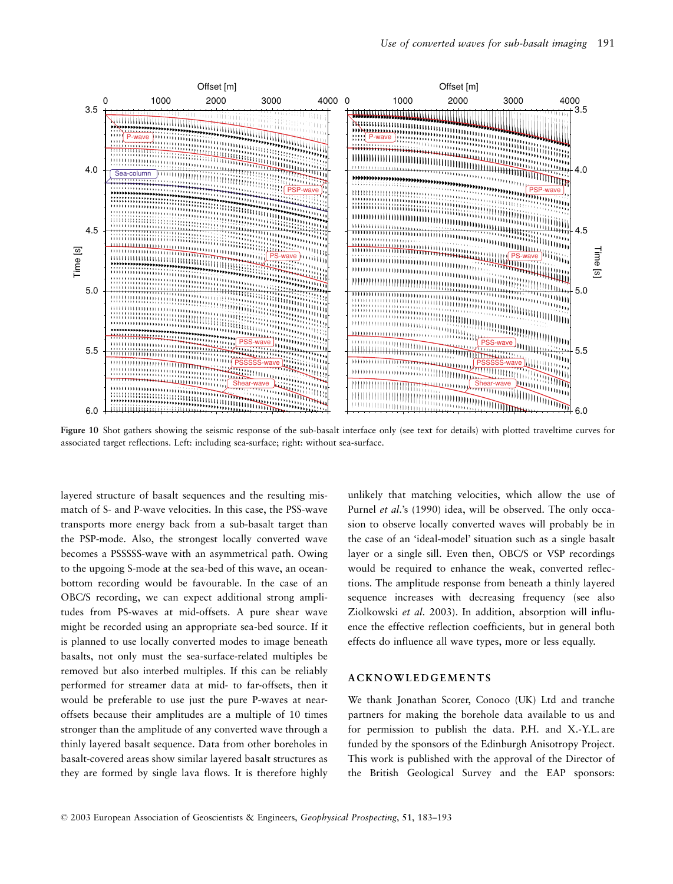Offset [m]

0 1000 2000 3000 4000

Time [s]

3.5 4.0 4.5 5.0 5.5 6.0

P-wave

Sea-column

PSP-wave

PS-wave

PSS-wave

PSSSSS-wave

Shear-wave

Offset [m]

0 1000 2000 3000 4000

Time [s]

3.5 4.0 4.5 5.0 5.5 6.0

P-wave

PSP-wave

PS-wave

PSS-wave

PSSSSS-wave

Shear-wave

**Figure 10** Shot gathers showing the seismic response of the sub-basalt interface only (see text for details) with plotted traveltime curves for associated target reflections. Left: including sea-surface; right: without sea-surface.

layered structure of basalt sequences and the resulting mismatch of S- and P-wave velocities. In this case, the PSS-wave transports more energy back from a sub-basalt target than the PSP-mode. Also, the strongest locally converted wave becomes a PSSSSS-wave with an asymmetrical path. Owing to the upgoing S-mode at the sea-bed of this wave, an ocean-bottom recording would be favourable. In the case of an OBC/S recording, we can expect additional strong amplitudes from PS-waves at mid-offsets. A pure shear wave might be recorded using an appropriate sea-bed source. If it is planned to use locally converted modes to image beneath basalts, not only must the sea-surface-related multiples be removed but also interbed multiples. If this can be reliably performed for streamer data at mid- to far-offsets, then it would be preferable to use just the pure P-waves at near-offsets because their amplitudes are a multiple of 10 times stronger than the amplitude of any converted wave through a thinly layered basalt sequence. Data from other boreholes in basalt-covered areas show similar layered basalt structures as they are formed by single lava flows. It is therefore highly unlikely that matching velocities, which allow the use of Purnel *et al.*'s (1990) idea, will be observed. The only occasion to observe locally converted waves will probably be in the case of an 'ideal-model' situation such as a single basalt layer or a single sill. Even then, OBC/S or VSP recordings would be required to enhance the weak, converted reflections. The amplitude response from beneath a thinly layered sequence increases with decreasing frequency (see also Ziolkowski *et al.* 2003). In addition, absorption will influence the effective reflection coefficients, but in general both effects do influence all wave types, more or less equally.

## ACKNOWLEDGEMENTS

We thank Jonathan Scorer, Conoco (UK) Ltd and tranche partners for making the borehole data available to us and for permission to publish the data. P.H. and X.-Y.L. are funded by the sponsors of the Edinburgh Anisotropy Project. This work is published with the approval of the Director of the British Geological Survey and the EAP sponsors: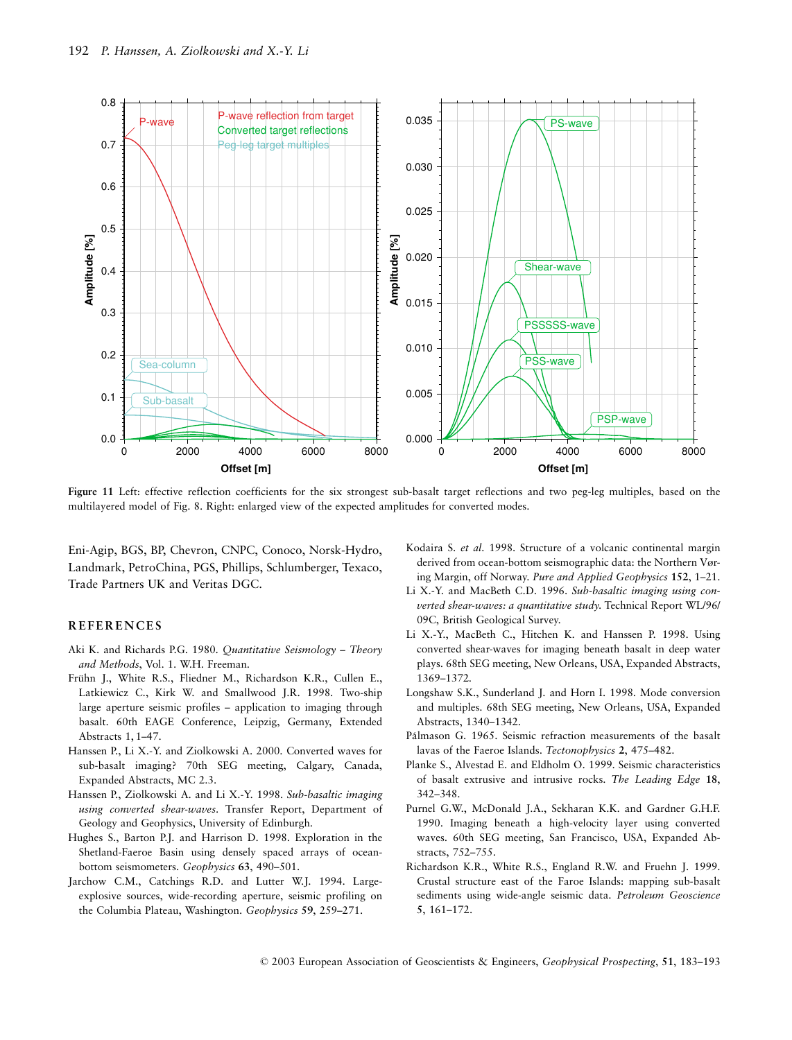**Figure 11** Left: effective reflection coefficients for the six strongest sub-basalt target reflections and two peg-leg multiples, based on the multilayered model of Fig. 8. Right: enlarged view of the expected amplitudes for converted modes.

Eni-Agip, BGS, BP, Chevron, CNPC, Conoco, Norsk-Hydro, Landmark, PetroChina, PGS, Phillips, Schlumberger, Texaco, Trade Partners UK and Veritas DGC.

## REFERENCES

Aki K. and Richards P.G. 1980. *Quantitative Seismology – Theory and Methods*, Vol. 1. W.H. Freeman.

Frühn J., White R.S., Fliedner M., Richardson K.R., Cullen E., Latkiewicz C., Kirk W. and Smallwood J.R. 1998. Two-ship large aperture seismic profiles – application to imaging through basalt. 60th EAGE Conference, Leipzig, Germany, Extended Abstracts 1, 1–47.

Hanssen P., Li X.-Y. and Ziolkowski A. 2000. Converted waves for sub-basalt imaging? 70th SEG meeting, Calgary, Canada, Expanded Abstracts, MC 2.3.

Hanssen P., Ziolkowski A. and Li X.-Y. 1998. *Sub-basaltic imaging using converted shear-waves*. Transfer Report, Department of Geology and Geophysics, University of Edinburgh.

Hughes S., Barton P.J. and Harrison D. 1998. Exploration in the Shetland-Faeroe Basin using densely spaced arrays of ocean-bottom seismometers. *Geophysics* **63**, 490–501.

Jarchow C.M., Catchings R.D. and Lutter W.J. 1994. Large-explosive sources, wide-recording aperture, seismic profiling on the Columbia Plateau, Washington. *Geophysics* **59**, 259–271.

Kodaira S. *et al.* 1998. Structure of a volcanic continental margin derived from ocean-bottom seismographic data: the Northern Vøring Margin, off Norway. *Pure and Applied Geophysics* **152**, 1–21.

Li X.-Y. and MacBeth C.D. 1996. *Sub-basaltic imaging using converted shear-waves: a quantitative study*. Technical Report WL/96/09C, British Geological Survey.

Li X.-Y., MacBeth C., Hitchen K. and Hanssen P. 1998. Using converted shear-waves for imaging beneath basalt in deep water plays. 68th SEG meeting, New Orleans, USA, Expanded Abstracts, 1369–1372.

Longshaw S.K., Sunderland J. and Horn I. 1998. Mode conversion and multiples. 68th SEG meeting, New Orleans, USA, Expanded Abstracts, 1340–1342.

Pálmason G. 1965. Seismic refraction measurements of the basalt lavas of the Faeroe Islands. *Tectonophysics* **2**, 475–482.

Planke S., Alvestad E. and Eldholm O. 1999. Seismic characteristics of basalt extrusive and intrusive rocks. *The Leading Edge* **18**, 342–348.

Purnel G.W., McDonald J.A., Sekharan K.K. and Gardner G.H.F. 1990. Imaging beneath a high-velocity layer using converted waves. 60th SEG meeting, San Francisco, USA, Expanded Abstracts, 752–755.

Richardson K.R., White R.S., England R.W. and Fruehn J. 1999. Crustal structure east of the Faroe Islands: mapping sub-basalt sediments using wide-angle seismic data. *Petroleum Geoscience* **5**, 161–172.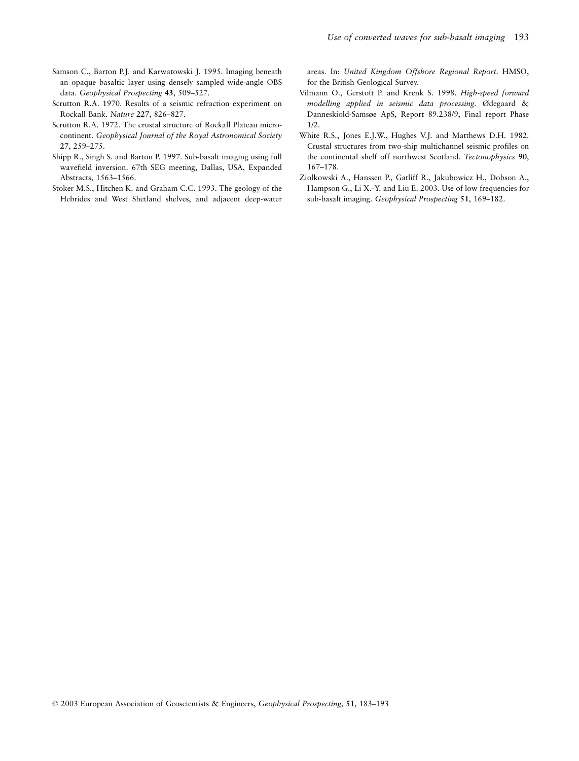Samson C., Barton P.J. and Karwatowski J. 1995. Imaging beneath an opaque basaltic layer using densely sampled wide-angle OBS data. *Geophysical Prospecting* **43**, 509–527.

Scrutton R.A. 1970. Results of a seismic refraction experiment on Rockall Bank. *Nature* **227**, 826–827.

Scrutton R.A. 1972. The crustal structure of Rockall Plateau micro-continent. *Geophysical Journal of the Royal Astronomical Society* **27**, 259–275.

Shipp R., Singh S. and Barton P. 1997. Sub-basalt imaging using full wavefield inversion. 67th SEG meeting, Dallas, USA, Expanded Abstracts, 1563–1566.

Stoker M.S., Hitchen K. and Graham C.C. 1993. The geology of the Hebrides and West Shetland shelves, and adjacent deep-water areas. In: *United Kingdom Offshore Regional Report*. HMSO, for the British Geological Survey.

Vilmann O., Gerstoft P. and Krenk S. 1998. *High-speed forward modelling applied in seismic data processing*. Ødegaard & Danneskiold-Samsøe ApS, Report 89.238/9, Final report Phase 1/2.

White R.S., Jones E.J.W., Hughes V.J. and Matthews D.H. 1982. Crustal structures from two-ship multichannel seismic profiles on the continental shelf off northwest Scotland. *Tectonophysics* **90**, 167–178.

Ziolkowski A., Hanssen P., Gatliff R., Jakubowicz H., Dobson A., Hampson G., Li X.-Y. and Liu E. 2003. Use of low frequencies for sub-basalt imaging. *Geophysical Prospecting* **51**, 169–182.